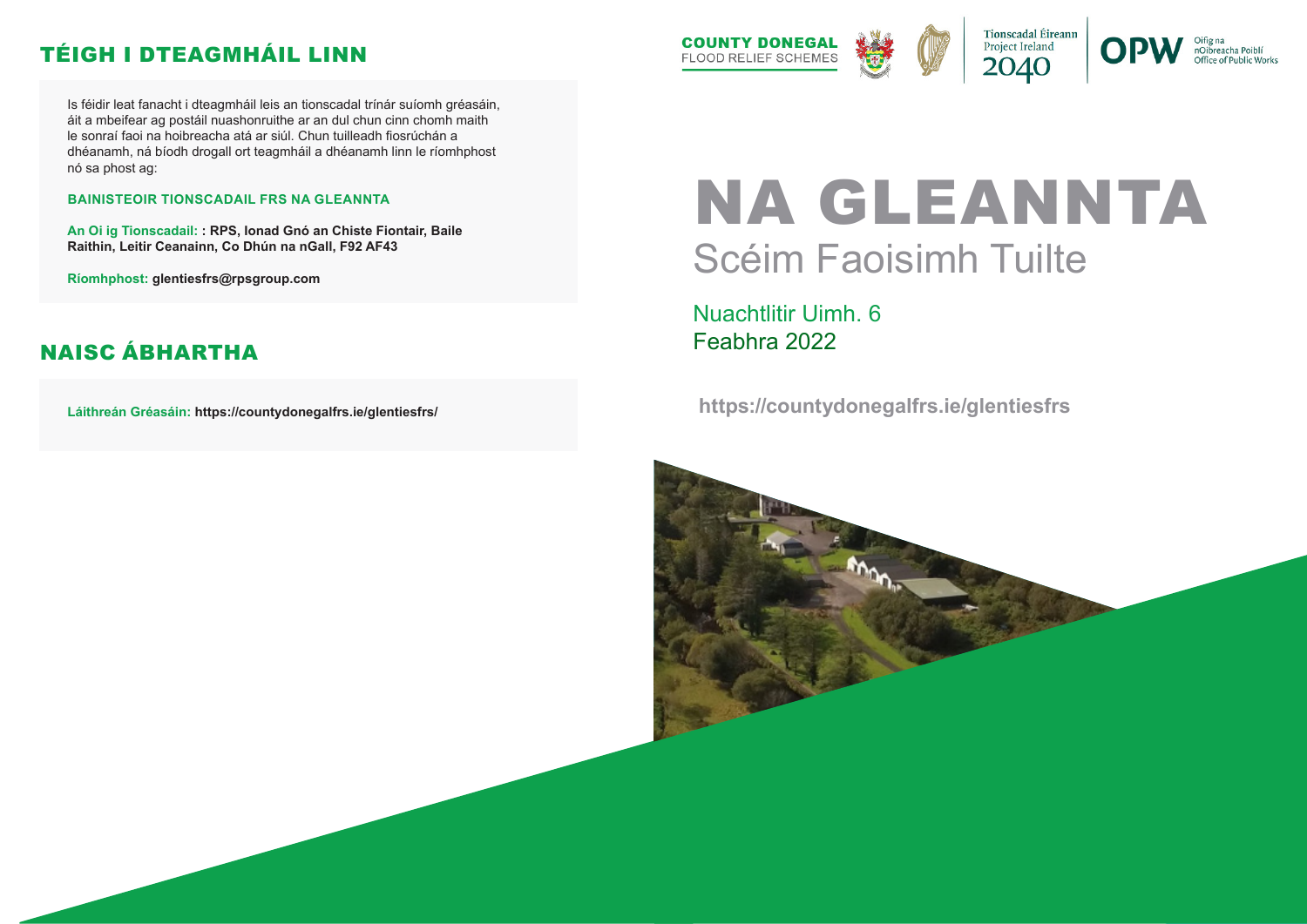## TÉIGH I DTEAGMHÁIL LINN

Is féidir leat fanacht i dteagmháil leis an tionscadal trínár suíomh gréasáin, áit a mbeifear ag postáil nuashonruithe ar an dul chun cinn chomh maith le sonraí faoi na hoibreacha atá ar siúl. Chun tuilleadh fiosrúchán a dhéanamh, ná bíodh drogall ort teagmháil a dhéanamh linn le ríomhphost nó sa phost ag:

**BAINISTEOIR TIONSCADAIL FRS NA GLEANNTA**

**An Oi ig Tionscadail: : RPS, Ionad Gnó an Chiste Fiontair, Baile Raithin, Leitir Ceanainn, Co Dhún na nGall, F92 AF43**

**Ríomhphost: glentiesfrs@rpsgroup.com**

## NAISC ÁBHARTHA

**Láithreán Gréasáin: https://countydonegalfrs.ie/glentiesfrs/**

COUNTY DONEGAL
FLOOD RELIEF SCHEMES

Tionscadal Éireann
Project Ireland
2040

OPW Oifig na nOibreacha Poiblí
Office of Public Works

# NA GLEANNTA

## Scéim Faoisimh Tuilte

Nuachtlitir Uimh. 6
Feabhra 2022

**https://countydonegalfrs.ie/glentiesfrs**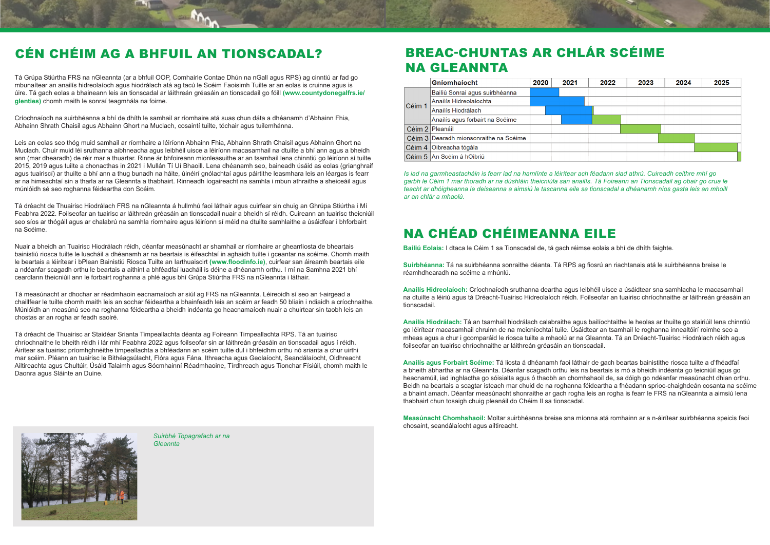## CÉN CHÉIM AG A BHFUIL AN TIONSCADAL?

Tá Grúpa Stiúrtha FRS na nGleannta (ar a bhfuil OOP, Comhairle Contae Dhún na nGall agus RPS) ag cinntiú ar fad go mbunaítear an anailís hidreolaíoch agus hiodrálach atá ag tacú le Scéim Faoisimh Tuilte ar an eolas is cruinne agus is úire. Tá gach eolas a bhaineann leis an tionscadal ar láithreán gréasáin an tionscadail go fóill **(www.countydonegalfrs.ie/glenties)** chomh maith le sonraí teagmhála na foirne.

Críochnaíodh na suirbhéanna a bhí de dhíth le samhail ar ríomhaire atá suas chun dáta a dhéanamh d'Abhainn Fhia, Abhainn Shrath Chaisil agus Abhainn Ghort na Muclach, cosaintí tuilte, tóchair agus tuilemhánna.

Leis an eolas seo thóg muid samhail ar ríomhaire a léiríonn Abhainn Fhia, Abhainn Shrath Chaisil agus Abhainn Ghort na Muclach. Chuir muid léi sruthanna aibhneacha agus leibhéil uisce a léiríonn macasamhail na dtuilte a bhí ann agus a bheidh ann (mar dhearadh) de réir mar a thuartar. Rinne ár bhfoireann mionleasuithe ar an tsamhail lena chinntiú go léiríonn sí tuilte 2015, 2019 agus tuilte a chonacthas in 2021 i Mullán Tí Uí Bhaoill. Lena dhéanamh seo, baineadh úsáid as eolas (grianghraif agus tuairiscí) ar thuilte a bhí ann a thug bunadh na háite, úinéirí gnólachtaí agus páirtithe leasmhara leis an léargas is fearr ar na himeachtaí sin a tharla ar na Gleannta a thabhairt. Rinneadh íogaireacht na samhla i mbun athraithe a sheiceáil agus múnlóidh sé seo roghanna féideartha don Scéim.

Tá dréacht de Thuairisc Hiodrálach FRS na nGleannta á hullmhú faoi láthair agus cuirfear sin chuig an Ghrúpa Stiúrtha i Mí Feabhra 2022. Foilseofar an tuairisc ar láithreán gréasáin an tionscadail nuair a bheidh sí réidh. Cuireann an tuairisc theicniúil seo síos ar thógáil agus ar chalabrú na samhla ríomhaire agus léiríonn sí méid na dtuilte samhlaithe a úsáidfear i bhforbairt na Scéime.

Nuair a bheidh an Tuairisc Hiodrálach réidh, déanfar measúnacht ar shamhail ar ríomhaire ar ghearrliosta de bheartais bainistiú riosca tuilte le luacháil a dhéanamh ar na beartais is éifeachtaí in aghaidh tuilte i gceantar na scéime. Chomh maith le beartais a léirítear i bPlean Bainistiú Riosca Tuilte an Iarthuaiscirt **(www.floodinfo.ie)**, cuirfear san áireamh beartais eile a ndéanfar scagadh orthu le beartais a aithint a bhféadfaí luacháil is déine a dhéanamh orthu. I mí na Samhna 2021 bhí ceardlann theicniúil ann le forbairt roghanna a phlé agus bhí Grúpa Stiúrtha FRS na nGleannta i láthair.

Tá measúnacht ar dhochar ar réadmhaoin eacnamaíoch ar siúl ag FRS na nGleannta. Léireoidh sí seo an t-airgead a chaillfear le tuilte chomh maith leis an sochar féideartha a bhainfeadh leis an scéim ar feadh 50 bliain i ndiaidh a críochnaithe. Múnlóidh an measúnú seo na roghanna féideartha a bheidh indéanta go heacnamaíoch nuair a chuirtear sin taobh leis an chostas ar an rogha ar feadh saolré.

Tá dréacht de Thuairisc ar Staidéar Srianta Timpeallachta déanta ag Foireann Timpeallachta RPS. Tá an tuairisc chríochnaithe le bheith réidh i lár mhí Feabhra 2022 agus foilseofar sin ar láithreán gréasáin an tionscadail agus í réidh. Áirítear sa tuairisc príomhghnéithe timpeallachta a bhféadann an scéim tuilte dul i bhfeidhm orthu nó srianta a chur uirthi mar scéim. Pléann an tuairisc le Bithéagsúlacht, Flóra agus Fána, Ithreacha agus Geolaíocht, Seandálaíocht, Oidhreacht Ailtireachta agus Chultúir, Úsáid Talaimh agus Sócmhainní Réadmhaoine, Tírdhreach agus Tionchar Fisiúil, chomh maith le Daonra agus Sláinte an Duine.

*Suirbhé Topagrafach ar na Gleannta*

## BREAC-CHUNTAS AR CHLÁR SCÉIME NA GLEANNTA

| | Gníomhaíocht | 2020 | 2021 | 2022 | 2023 | 2024 | 2025 |
|---|---|---|---|---|---|---|---|
| Céim 1 | Bailiú Sonraí agus suirbhéanna | | | | | | |
| | Anailís Hidreolaíochta | | | | | | |
| | Anailís Hiodrálach | | | | | | |
| | Anailís agus forbairt na Scéime | | | | | | |
| Céim 2 | Pleanáil | | | | | | |
| Céim 3 | Dearadh mionsonraithe na Scéime | | | | | | |
| Céim 4 | Oibreacha tógála | | | | | | |
| Céim 5 | An Scéim á hOibriú | | | | | | |

*Is iad na garmheastacháin is fearr iad na hamlínte a léirítear ach féadann siad athrú. Cuireadh ceithre mhí go garbh le Céim 1 mar thoradh ar na dúshláin theicniúla san anailís. Tá Foireann an Tionscadail ag obair go crua le teacht ar dhóigheanna le deiseanna a aimsiú le tascanna eile sa tionscadal a dhéanamh níos gasta leis an mhoill ar an chlár a mhaolú.*

## NA CHÉAD CHÉIMEANNA EILE

**Bailiú Eolais:** I dtaca le Céim 1 sa Tionscadal de, tá gach réimse eolais a bhí de dhíth faighte.

**Suirbhéanna:** Tá na suirbhéanna sonraithe déanta. Tá RPS ag fiosrú an riachtanais atá le suirbhéanna breise le réamhdhearadh na scéime a mhúnlú.

**Anailís Hidreolaíoch:** Críochnaíodh sruthanna deartha agus leibhéil uisce a úsáidtear sna samhlacha le macasamhail na dtuilte a léiriú agus tá Dréacht-Tuairisc Hidreolaíoch réidh. Foilseofar an tuairisc chríochnaithe ar láithreán gréasáin an tionscadail.

**Anailís Hiodrálach:** Tá an tsamhail hiodrálach calabraithe agus bailíochtaithe le heolas ar thuilte go stairiúil lena chinntiú go léirítear macasamhail chruinn de na meicníochtaí tuile. Úsáidtear an tsamhail le roghanna innealtóirí roimhe seo a mheas agus a chur i gcomparáid le riosca tuilte a mhaolú ar na Gleannta. Tá an Dréacht-Tuairisc Hiodrálach réidh agus foilseofar an tuairisc chríochnaithe ar láithreán gréasáin an tionscadail.

**Anailís agus Forbairt Scéime:** Tá liosta á dhéanamh faoi láthair de gach beartas bainistithe riosca tuilte a d'fhéadfaí a bheith ábhartha ar na Gleannta. Déanfar scagadh orthu leis na beartais is mó a bheidh indéanta go teicniúil agus go heacnamúil, iad inghlactha go sóisialta agus ó thaobh an chomhshaoil de, sa dóigh go ndéanfar measúnacht dhian orthu. Beidh na beartais a scagtar isteach mar chuid de na roghanna féideartha a fhéadann sprioc-chaighdeán cosanta na scéime a bhaint amach. Déanfar measúnacht shonraithe ar gach rogha leis an rogha is fearr le FRS na nGleannta a aimsiú lena thabhairt chun tosaigh chuig pleanáil do Chéim II sa tionscadal.

**Measúnacht Chomhshaoil:** Moltar suirbhéanna breise sna míonna atá romhainn ar a n-áirítear suirbhéanna speicis faoi chosaint, seandálaíocht agus ailtireacht.